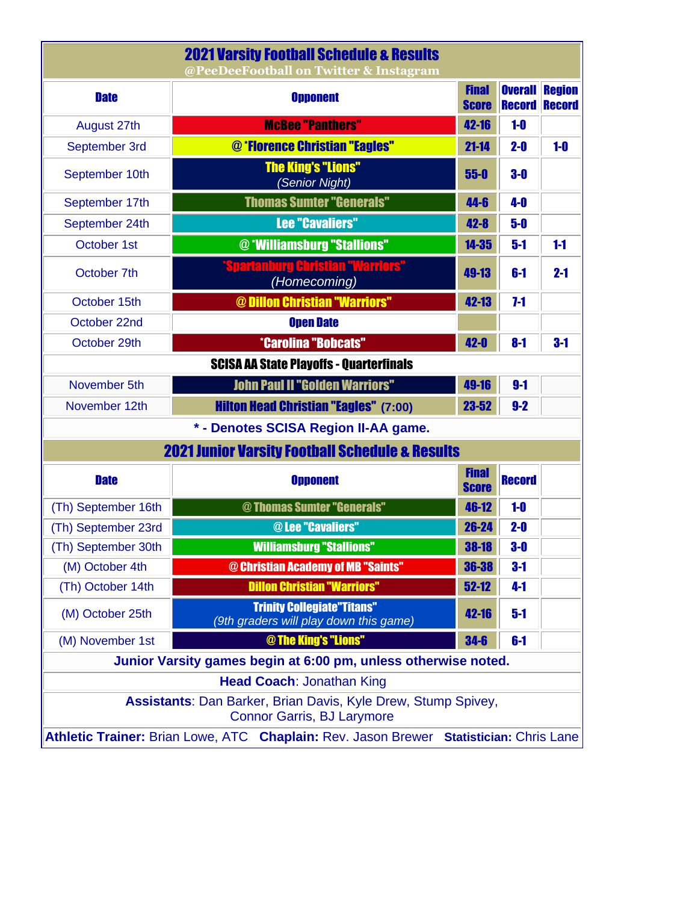# 2021 Varsity Football Schedule & Results

@PeeDeeFootball on Twitter & Instagram

| Date | Opponent | Final Score | Overall Record | Region Record |
|---|---|---|---|---|
| August 27th | McBee "Panthers" | 42-16 | 1-0 | |
| September 3rd | @ *Florence Christian "Eagles" | 21-14 | 2-0 | 1-0 |
| September 10th | The King's "Lions" *(Senior Night)* | 55-0 | 3-0 | |
| September 17th | Thomas Sumter "Generals" | 44-6 | 4-0 | |
| September 24th | Lee "Cavaliers" | 42-8 | 5-0 | |
| October 1st | @ *Williamsburg "Stallions" | 14-35 | 5-1 | 1-1 |
| October 7th | *Spartanburg Christian "Warriors" *(Homecoming)* | 49-13 | 6-1 | 2-1 |
| October 15th | @ Dillon Christian "Warriors" | 42-13 | 7-1 | |
| October 22nd | Open Date | | | |
| October 29th | *Carolina "Bobcats" | 42-0 | 8-1 | 3-1 |
| **SCISA AA State Playoffs - Quarterfinals** | | | | |
| November 5th | John Paul II "Golden Warriors" | 49-16 | 9-1 | |
| November 12th | Hilton Head Christian "Eagles" (7:00) | 23-52 | 9-2 | |

**\* - Denotes SCISA Region II-AA game.**

# 2021 Junior Varsity Football Schedule & Results

| Date | Opponent | Final Score | Record |
|---|---|---|---|
| (Th) September 16th | @ Thomas Sumter "Generals" | 46-12 | 1-0 |
| (Th) September 23rd | @ Lee "Cavaliers" | 26-24 | 2-0 |
| (Th) September 30th | Williamsburg "Stallions" | 38-18 | 3-0 |
| (M) October 4th | @ Christian Academy of MB "Saints" | 36-38 | 3-1 |
| (Th) October 14th | Dillon Christian "Warriors" | 52-12 | 4-1 |
| (M) October 25th | Trinity Collegiate"Titans" *(9th graders will play down this game)* | 42-16 | 5-1 |
| (M) November 1st | @ The King's "Lions" | 34-6 | 6-1 |

**Junior Varsity games begin at 6:00 pm, unless otherwise noted.**

**Head Coach**: Jonathan King

**Assistants**: Dan Barker, Brian Davis, Kyle Drew, Stump Spivey, Connor Garris, BJ Larymore

**Athletic Trainer:** Brian Lowe, ATC **Chaplain:** Rev. Jason Brewer **Statistician:** Chris Lane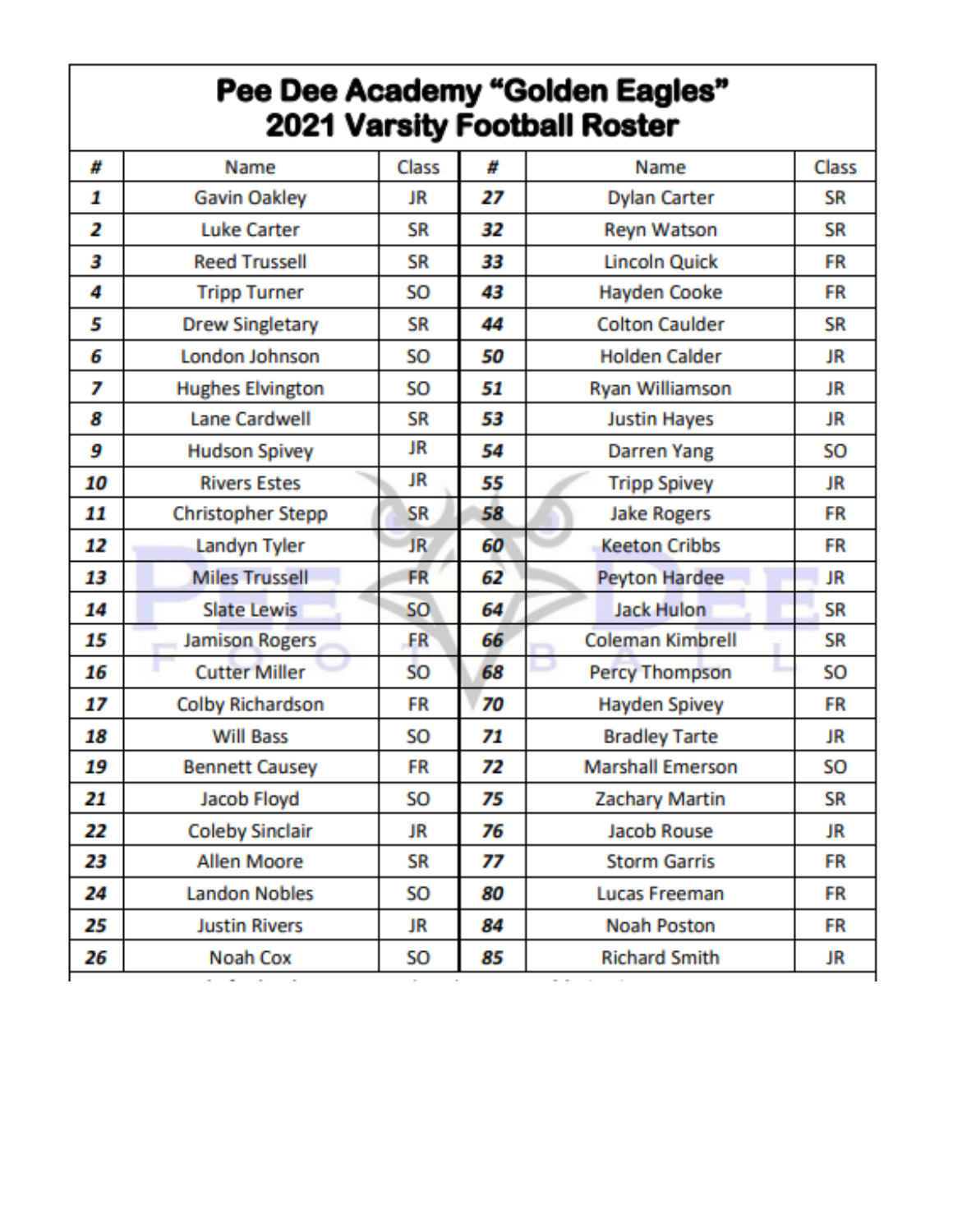# Pee Dee Academy "Golden Eagles"
# 2021 Varsity Football Roster

| # | Name | Class | # | Name | Class |
|---|---|---|---|---|---|
| 1 | Gavin Oakley | JR | 27 | Dylan Carter | SR |
| 2 | Luke Carter | SR | 32 | Reyn Watson | SR |
| 3 | Reed Trussell | SR | 33 | Lincoln Quick | FR |
| 4 | Tripp Turner | SO | 43 | Hayden Cooke | FR |
| 5 | Drew Singletary | SR | 44 | Colton Caulder | SR |
| 6 | London Johnson | SO | 50 | Holden Calder | JR |
| 7 | Hughes Elvington | SO | 51 | Ryan Williamson | JR |
| 8 | Lane Cardwell | SR | 53 | Justin Hayes | JR |
| 9 | Hudson Spivey | JR | 54 | Darren Yang | SO |
| 10 | Rivers Estes | JR | 55 | Tripp Spivey | JR |
| 11 | Christopher Stepp | SR | 58 | Jake Rogers | FR |
| 12 | Landyn Tyler | JR | 60 | Keeton Cribbs | FR |
| 13 | Miles Trussell | FR | 62 | Peyton Hardee | JR |
| 14 | Slate Lewis | SO | 64 | Jack Hulon | SR |
| 15 | Jamison Rogers | FR | 66 | Coleman Kimbrell | SR |
| 16 | Cutter Miller | SO | 68 | Percy Thompson | SO |
| 17 | Colby Richardson | FR | 70 | Hayden Spivey | FR |
| 18 | Will Bass | SO | 71 | Bradley Tarte | JR |
| 19 | Bennett Causey | FR | 72 | Marshall Emerson | SO |
| 21 | Jacob Floyd | SO | 75 | Zachary Martin | SR |
| 22 | Coleby Sinclair | JR | 76 | Jacob Rouse | JR |
| 23 | Allen Moore | SR | 77 | Storm Garris | FR |
| 24 | Landon Nobles | SO | 80 | Lucas Freeman | FR |
| 25 | Justin Rivers | JR | 84 | Noah Poston | FR |
| 26 | Noah Cox | SO | 85 | Richard Smith | JR |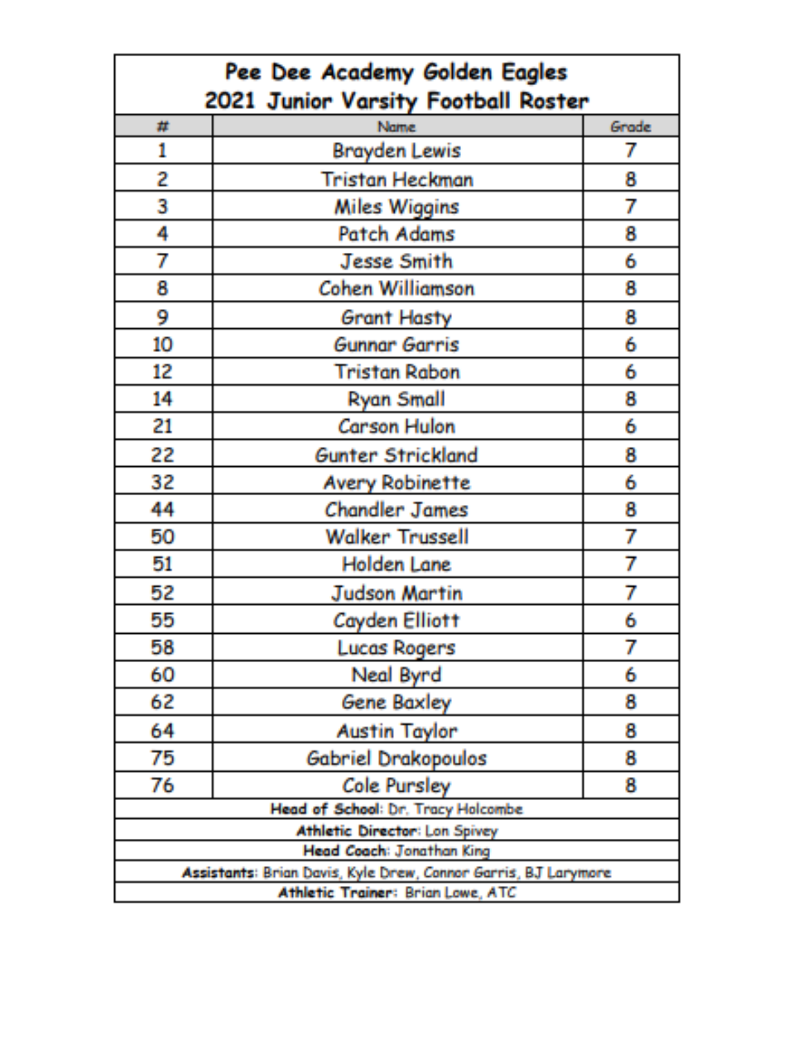# Pee Dee Academy Golden Eagles
## 2021 Junior Varsity Football Roster

| # | Name | Grade |
|---|---|---|
| 1 | Brayden Lewis | 7 |
| 2 | Tristan Heckman | 8 |
| 3 | Miles Wiggins | 7 |
| 4 | Patch Adams | 8 |
| 7 | Jesse Smith | 6 |
| 8 | Cohen Williamson | 8 |
| 9 | Grant Hasty | 8 |
| 10 | Gunnar Garris | 6 |
| 12 | Tristan Rabon | 6 |
| 14 | Ryan Small | 8 |
| 21 | Carson Hulon | 6 |
| 22 | Gunter Strickland | 8 |
| 32 | Avery Robinette | 6 |
| 44 | Chandler James | 8 |
| 50 | Walker Trussell | 7 |
| 51 | Holden Lane | 7 |
| 52 | Judson Martin | 7 |
| 55 | Cayden Elliott | 6 |
| 58 | Lucas Rogers | 7 |
| 60 | Neal Byrd | 6 |
| 62 | Gene Baxley | 8 |
| 64 | Austin Taylor | 8 |
| 75 | Gabriel Drakopoulos | 8 |
| 76 | Cole Pursley | 8 |

**Head of School**: Dr. Tracy Holcombe

**Athletic Director**: Lon Spivey

**Head Coach**: Jonathan King

**Assistants**: Brian Davis, Kyle Drew, Connor Garris, BJ Larymore

**Athletic Trainer**: Brian Lowe, ATC